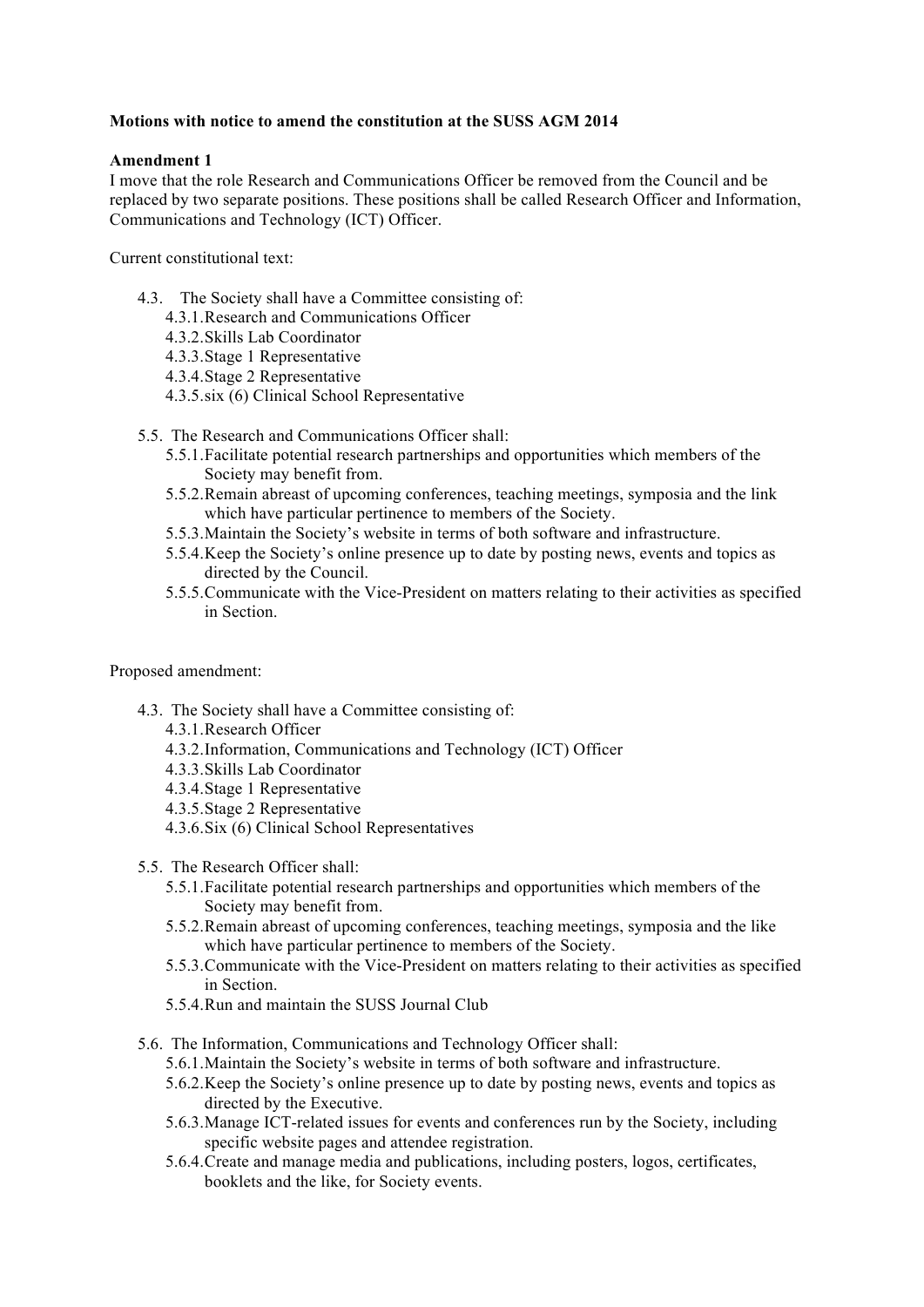**Motions with notice to amend the constitution at the SUSS AGM 2014**

**Amendment 1**

I move that the role Research and Communications Officer be removed from the Council and be replaced by two separate positions. These positions shall be called Research Officer and Information, Communications and Technology (ICT) Officer.

Current constitutional text:

- 4.3. The Society shall have a Committee consisting of:
  - 4.3.1. Research and Communications Officer
  - 4.3.2. Skills Lab Coordinator
  - 4.3.3. Stage 1 Representative
  - 4.3.4. Stage 2 Representative
  - 4.3.5. six (6) Clinical School Representative
- 5.5. The Research and Communications Officer shall:
  - 5.5.1. Facilitate potential research partnerships and opportunities which members of the Society may benefit from.
  - 5.5.2. Remain abreast of upcoming conferences, teaching meetings, symposia and the link which have particular pertinence to members of the Society.
  - 5.5.3. Maintain the Society's website in terms of both software and infrastructure.
  - 5.5.4. Keep the Society's online presence up to date by posting news, events and topics as directed by the Council.
  - 5.5.5. Communicate with the Vice-President on matters relating to their activities as specified in Section.

Proposed amendment:

- 4.3. The Society shall have a Committee consisting of:
  - 4.3.1. Research Officer
  - 4.3.2. Information, Communications and Technology (ICT) Officer
  - 4.3.3. Skills Lab Coordinator
  - 4.3.4. Stage 1 Representative
  - 4.3.5. Stage 2 Representative
  - 4.3.6. Six (6) Clinical School Representatives
- 5.5. The Research Officer shall:
  - 5.5.1. Facilitate potential research partnerships and opportunities which members of the Society may benefit from.
  - 5.5.2. Remain abreast of upcoming conferences, teaching meetings, symposia and the like which have particular pertinence to members of the Society.
  - 5.5.3. Communicate with the Vice-President on matters relating to their activities as specified in Section.
  - 5.5.4. Run and maintain the SUSS Journal Club
- 5.6. The Information, Communications and Technology Officer shall:
  - 5.6.1. Maintain the Society's website in terms of both software and infrastructure.
  - 5.6.2. Keep the Society's online presence up to date by posting news, events and topics as directed by the Executive.
  - 5.6.3. Manage ICT-related issues for events and conferences run by the Society, including specific website pages and attendee registration.
  - 5.6.4. Create and manage media and publications, including posters, logos, certificates, booklets and the like, for Society events.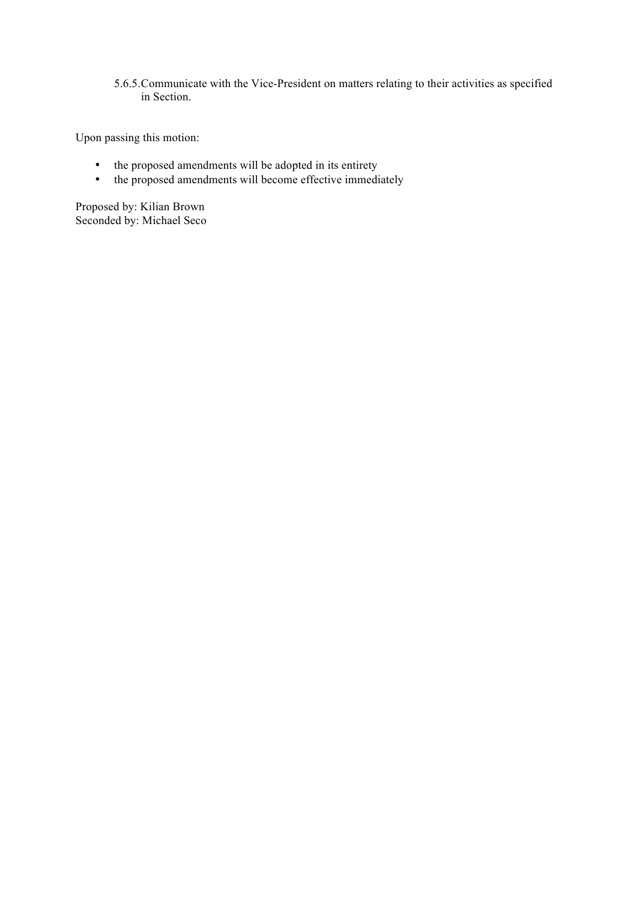5.6.5. Communicate with the Vice-President on matters relating to their activities as specified in Section.

Upon passing this motion:

- the proposed amendments will be adopted in its entirety
- the proposed amendments will become effective immediately

Proposed by: Kilian Brown
Seconded by: Michael Seco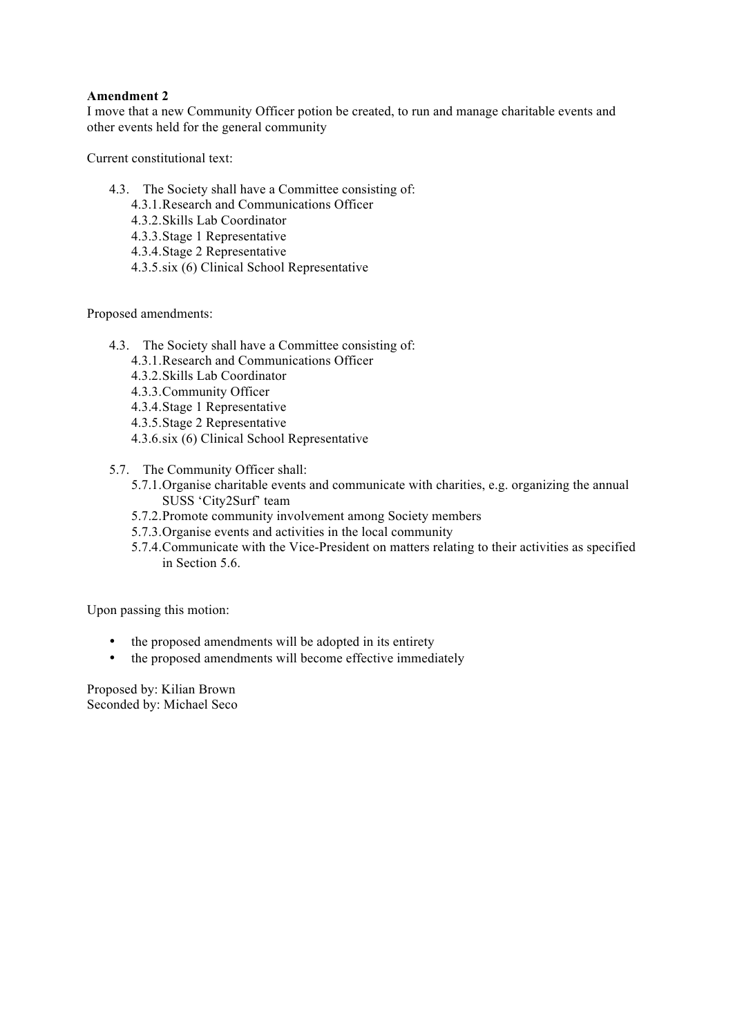**Amendment 2**

I move that a new Community Officer potion be created, to run and manage charitable events and other events held for the general community

Current constitutional text:

- 4.3. The Society shall have a Committee consisting of:
  - 4.3.1. Research and Communications Officer
  - 4.3.2. Skills Lab Coordinator
  - 4.3.3. Stage 1 Representative
  - 4.3.4. Stage 2 Representative
  - 4.3.5. six (6) Clinical School Representative

Proposed amendments:

- 4.3. The Society shall have a Committee consisting of:
  - 4.3.1. Research and Communications Officer
  - 4.3.2. Skills Lab Coordinator
  - 4.3.3. Community Officer
  - 4.3.4. Stage 1 Representative
  - 4.3.5. Stage 2 Representative
  - 4.3.6. six (6) Clinical School Representative

- 5.7. The Community Officer shall:
  - 5.7.1. Organise charitable events and communicate with charities, e.g. organizing the annual SUSS 'City2Surf' team
  - 5.7.2. Promote community involvement among Society members
  - 5.7.3. Organise events and activities in the local community
  - 5.7.4. Communicate with the Vice-President on matters relating to their activities as specified in Section 5.6.

Upon passing this motion:

- the proposed amendments will be adopted in its entirety
- the proposed amendments will become effective immediately

Proposed by: Kilian Brown
Seconded by: Michael Seco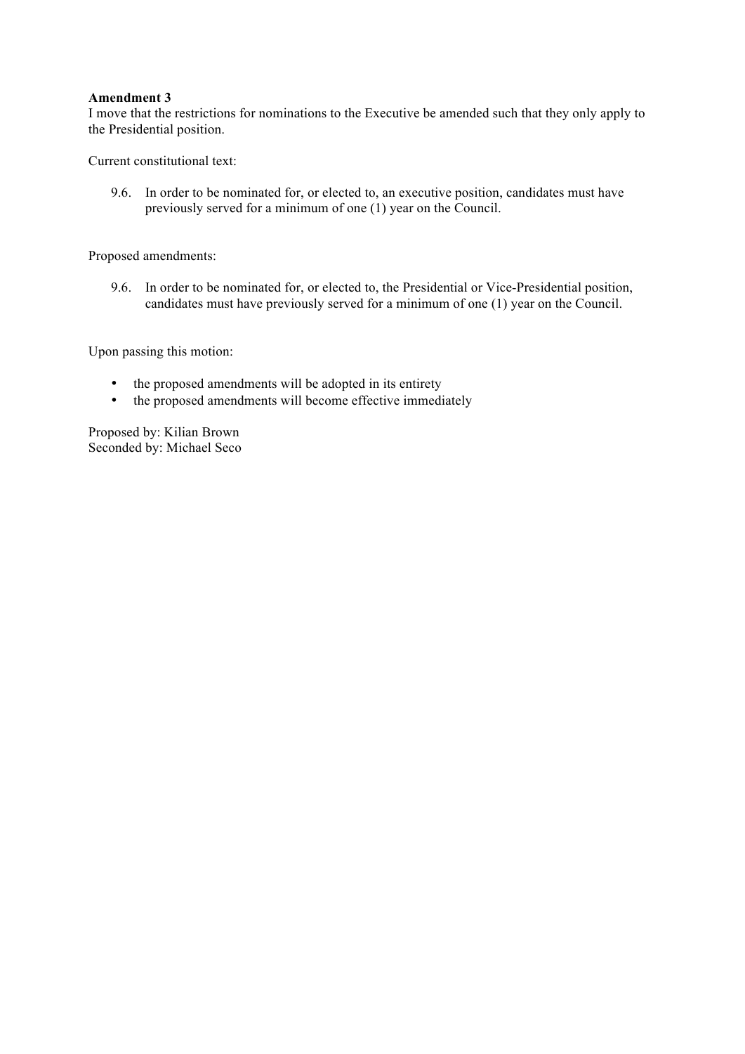**Amendment 3**

I move that the restrictions for nominations to the Executive be amended such that they only apply to the Presidential position.

Current constitutional text:

> 9.6. In order to be nominated for, or elected to, an executive position, candidates must have previously served for a minimum of one (1) year on the Council.

Proposed amendments:

> 9.6. In order to be nominated for, or elected to, the Presidential or Vice-Presidential position, candidates must have previously served for a minimum of one (1) year on the Council.

Upon passing this motion:

- the proposed amendments will be adopted in its entirety
- the proposed amendments will become effective immediately

Proposed by: Kilian Brown
Seconded by: Michael Seco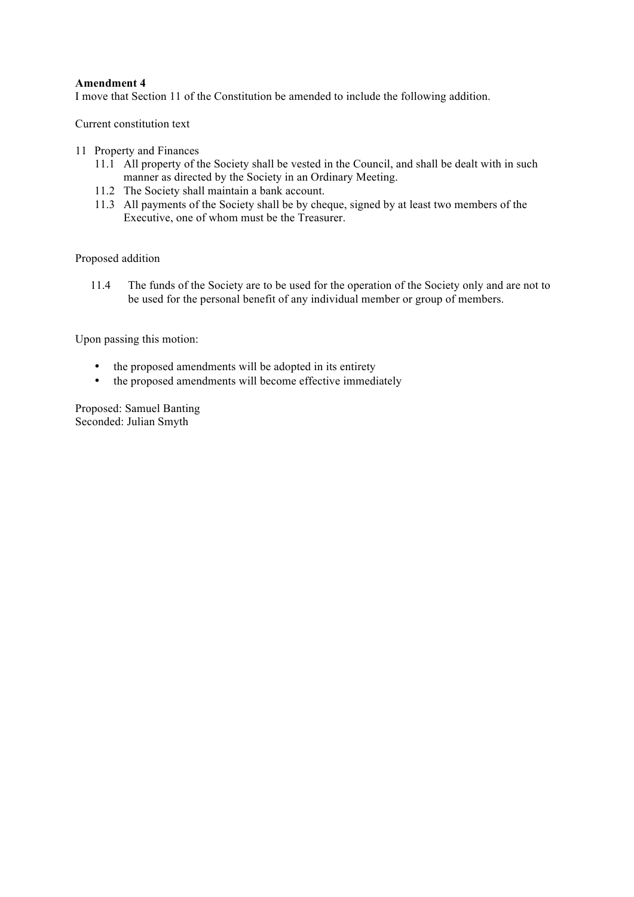**Amendment 4**

I move that Section 11 of the Constitution be amended to include the following addition.

Current constitution text

11 Property and Finances
   - 11.1 All property of the Society shall be vested in the Council, and shall be dealt with in such manner as directed by the Society in an Ordinary Meeting.
   - 11.2 The Society shall maintain a bank account.
   - 11.3 All payments of the Society shall be by cheque, signed by at least two members of the Executive, one of whom must be the Treasurer.

Proposed addition

   - 11.4 The funds of the Society are to be used for the operation of the Society only and are not to be used for the personal benefit of any individual member or group of members.

Upon passing this motion:

- the proposed amendments will be adopted in its entirety
- the proposed amendments will become effective immediately

Proposed: Samuel Banting
Seconded: Julian Smyth